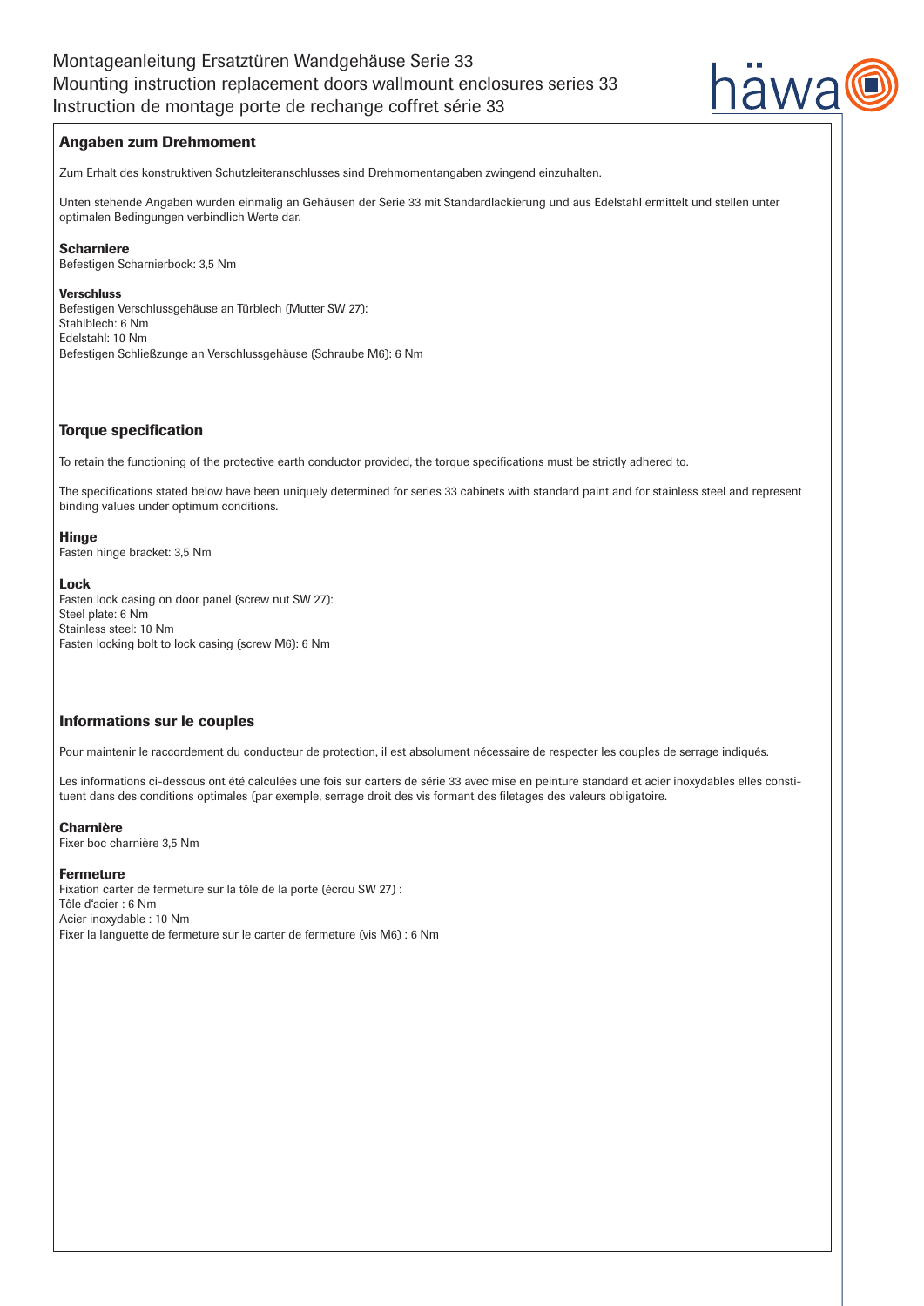# Montageanleitung Ersatztüren Wandgehäuse Serie 33
# Mounting instruction replacement doors wallmount enclosures series 33
# Instruction de montage porte de rechange coffret série 33

## Angaben zum Drehmoment

Zum Erhalt des konstruktiven Schutzleiteranschlusses sind Drehmomentangaben zwingend einzuhalten.

Unten stehende Angaben wurden einmalig an Gehäusen der Serie 33 mit Standardlackierung und aus Edelstahl ermittelt und stellen unter optimalen Bedingungen verbindlich Werte dar.

### Scharniere

Befestigen Scharnierbock: 3,5 Nm

#### Verschluss

Befestigen Verschlussgehäuse an Türblech (Mutter SW 27):
Stahlblech: 6 Nm
Edelstahl: 10 Nm
Befestigen Schließzunge an Verschlussgehäuse (Schraube M6): 6 Nm

## Torque specification

To retain the functioning of the protective earth conductor provided, the torque specifications must be strictly adhered to.

The specifications stated below have been uniquely determined for series 33 cabinets with standard paint and for stainless steel and represent binding values under optimum conditions.

### Hinge

Fasten hinge bracket: 3,5 Nm

### Lock

Fasten lock casing on door panel (screw nut SW 27):
Steel plate: 6 Nm
Stainless steel: 10 Nm
Fasten locking bolt to lock casing (screw M6): 6 Nm

## Informations sur le couples

Pour maintenir le raccordement du conducteur de protection, il est absolument nécessaire de respecter les couples de serrage indiqués.

Les informations ci-dessous ont été calculées une fois sur carters de série 33 avec mise en peinture standard et acier inoxydables elles constituent dans des conditions optimales (par exemple, serrage droit des vis formant des filetages des valeurs obligatoire.

### Charnière

Fixer boc charnière 3,5 Nm

### Fermeture

Fixation carter de fermeture sur la tôle de la porte (écrou SW 27) :
Tôle d'acier : 6 Nm
Acier inoxydable : 10 Nm
Fixer la languette de fermeture sur le carter de fermeture (vis M6) : 6 Nm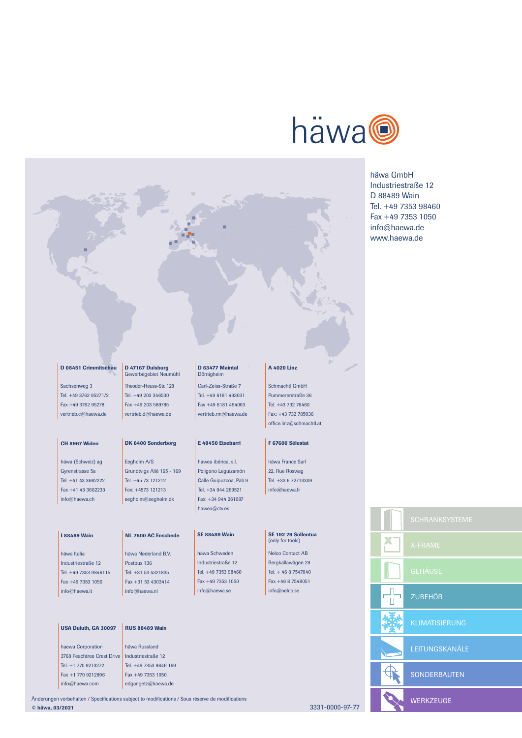häwa GmbH
Industriestraße 12
D 88489 Wain
Tel. +49 7353 98460
Fax +49 7353 1050
info@haewa.de
www.haewa.de

**D 08451 Crimmitschau**

Sachsenweg 3
Tel. +49 3762 95271/2
Fax +49 3762 95278
vertrieb.c@haewa.de

**D 47167 Duisburg**
Gewerbegebiet Neumühl

Theodor-Heuss-Str. 128
Tel. +49 203 346530
Fax +49 203 589785
vertrieb.d@haewa.de

**D 63477 Maintal**
Dörnigheim

Carl-Zeiss-Straße 7
Tel. +49 6181 493031
Fax +49 6181 494003
vertrieb.rm@haewa.de

**A 4020 Linz**

Schmachtl GmbH
Pummererstraße 36
Tel. +43 732 76460
Fax: +43 732 785036
office.linz@schmachtl.at

**CH 8967 Widen**

häwa (Schweiz) ag
Gyrenstrasse 5a
Tel. +41 43 3662222
Fax +41 43 3662233
info@haewa.ch

**DK 6400 Sonderborg**

Eegholm A/S
Grundtvigs Allé 165 - 169
Tel. +45 73 121212
Fax: +4573 121213
eegholm@eegholm.dk

**E 48450 Etxebarri**

hawea ibérica, s.l.
Poligono Leguizamón
Calle Guipuzcoa, Pab.9
Tel. +34 944 269521
Fax: +34 944 261087
hawea@ctv.es

**F 67600 Sélestat**

häwa France Sarl
22, Rue Roswag
Tel. +33 6 72713309
info@haewa.fr

**I 88489 Wain**

häwa Italia
Industriestraße 12
Tel. +49 7353 9846115
Fax +49 7353 1050
info@haewa.it

**NL 7500 AC Enschede**

häwa Nederland B.V.
Postbus 136
Tel. +31 53 4321835
Fax +31 53 4303414
info@haewa.nl

**SE 88489 Wain**

häwa Schweden
Industriestraße 12
Tel. +49 7353 98460
Fax +49 7353 1050
info@haewa.se

**SE 192 79 Sollentua**
(only for tools)

Nelco Contact AB
Bergkällawägen 29
Tel. + 46 8 7547040
Fax +46 8 7548051
info@nelco.se

**USA Duluth, GA 30097**

haewa Corporation
3768 Peachtree Crest Drive
Tel. +1 770 9213272
Fax +1 770 9212896
info@haewa.com

**RUS 88489 Wain**

häwa Russland
Industriestraße 12
Tel. +49 7353 9846 169
Fax +49 7353 1050
edgar.getz@haewa.de

SCHRANKSYSTEME
X-FRAME
GEHÄUSE
ZUBEHÖR
KLIMATISIERUNG
LEITUNGSKANÄLE
SONDERBAUTEN
WERKZEUGE

Änderungen vorbehalten / Specifications subject to modifications / Sous réserve de modifications
**© häwa, 03/2021**

3331-0000-97-77